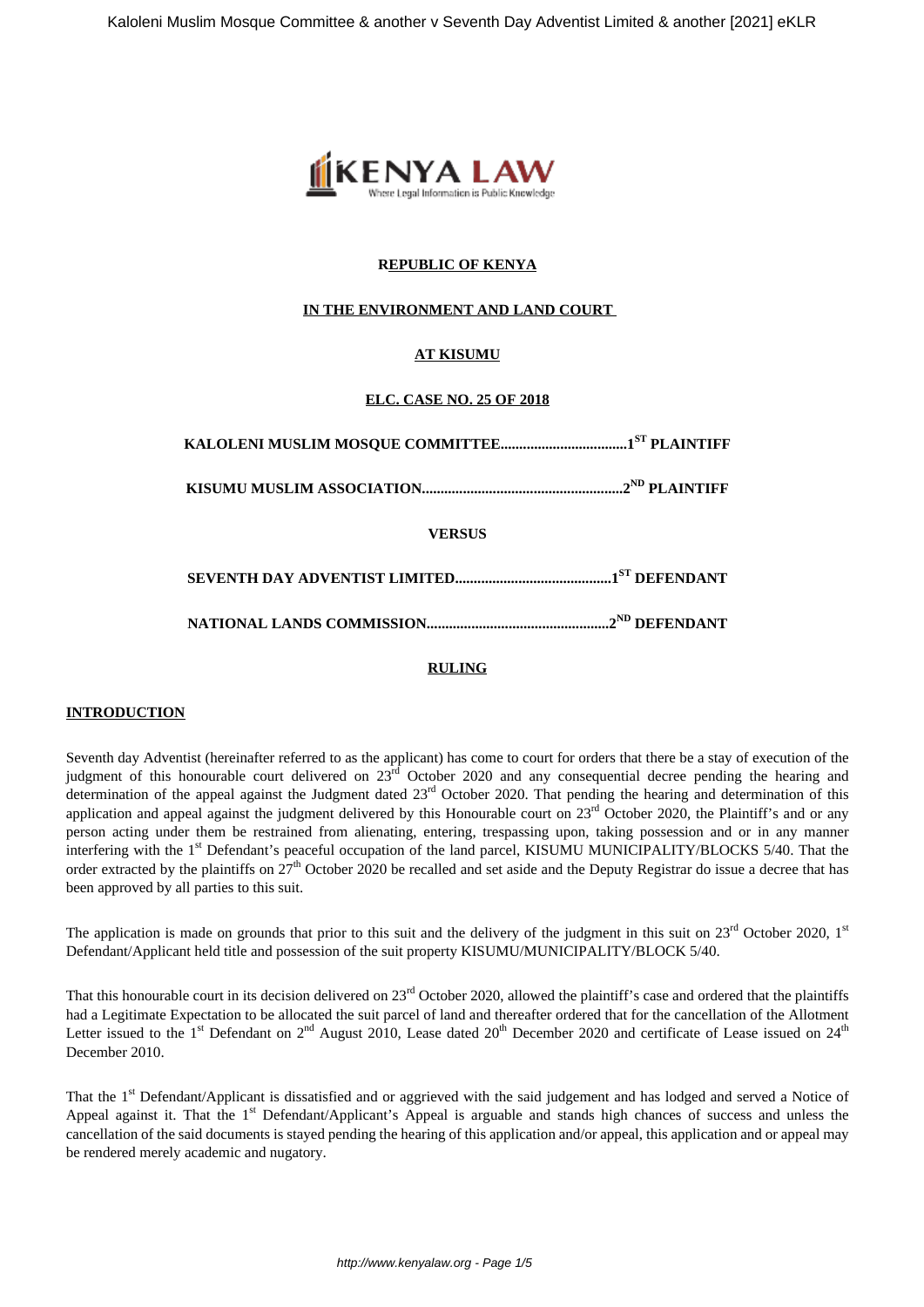**REPUBLIC OF KENYA**

**IN THE ENVIRONMENT AND LAND COURT**

**AT KISUMU**

**ELC. CASE NO. 25 OF 2018**

**KALOLENI MUSLIM MOSQUE COMMITTEE..................................1ST PLAINTIFF**

**KISUMU MUSLIM ASSOCIATION.......................................................2ND PLAINTIFF**

**VERSUS**

**SEVENTH DAY ADVENTIST LIMITED..........................................1ST DEFENDANT**

**NATIONAL LANDS COMMISSION.................................................2ND DEFENDANT**

**RULING**

**INTRODUCTION**

Seventh day Adventist (hereinafter referred to as the applicant) has come to court for orders that there be a stay of execution of the judgment of this honourable court delivered on 23rd October 2020 and any consequential decree pending the hearing and determination of the appeal against the Judgment dated 23rd October 2020. That pending the hearing and determination of this application and appeal against the judgment delivered by this Honourable court on 23rd October 2020, the Plaintiff's and or any person acting under them be restrained from alienating, entering, trespassing upon, taking possession and or in any manner interfering with the 1st Defendant's peaceful occupation of the land parcel, KISUMU MUNICIPALITY/BLOCKS 5/40. That the order extracted by the plaintiffs on 27th October 2020 be recalled and set aside and the Deputy Registrar do issue a decree that has been approved by all parties to this suit.

The application is made on grounds that prior to this suit and the delivery of the judgment in this suit on 23rd October 2020, 1st Defendant/Applicant held title and possession of the suit property KISUMU/MUNICIPALITY/BLOCK 5/40.

That this honourable court in its decision delivered on 23rd October 2020, allowed the plaintiff's case and ordered that the plaintiffs had a Legitimate Expectation to be allocated the suit parcel of land and thereafter ordered that for the cancellation of the Allotment Letter issued to the 1st Defendant on 2nd August 2010, Lease dated 20th December 2020 and certificate of Lease issued on 24th December 2010.

That the 1st Defendant/Applicant is dissatisfied and or aggrieved with the said judgement and has lodged and served a Notice of Appeal against it. That the 1st Defendant/Applicant's Appeal is arguable and stands high chances of success and unless the cancellation of the said documents is stayed pending the hearing of this application and/or appeal, this application and or appeal may be rendered merely academic and nugatory.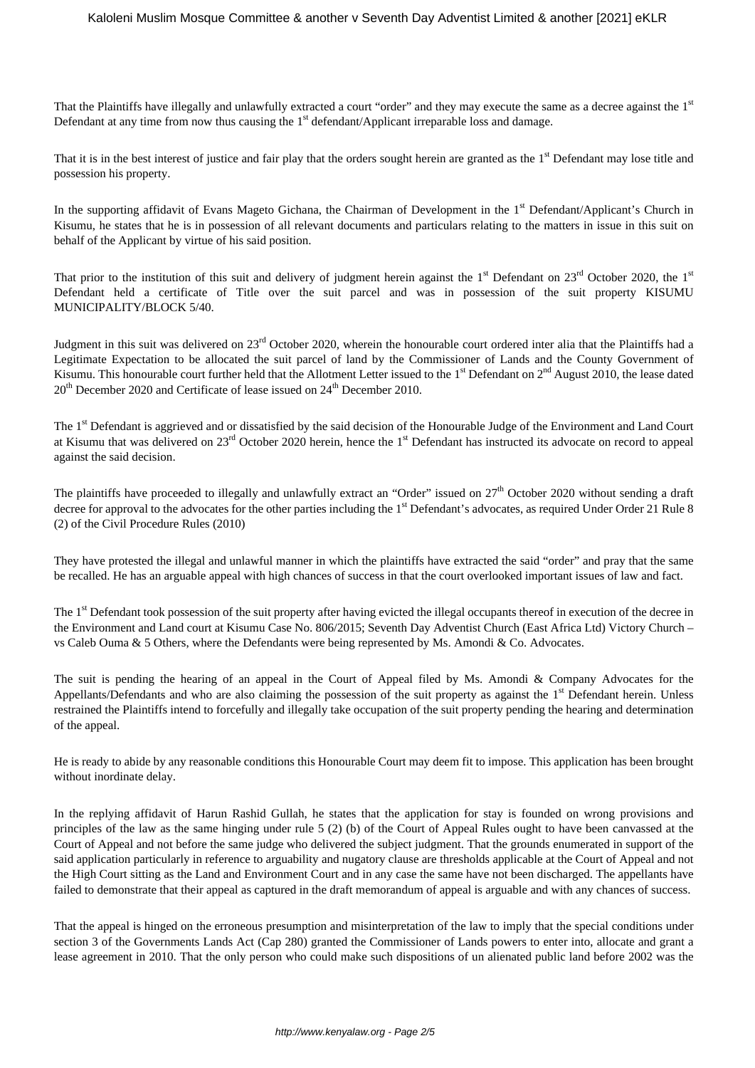That the Plaintiffs have illegally and unlawfully extracted a court "order" and they may execute the same as a decree against the 1st Defendant at any time from now thus causing the 1st defendant/Applicant irreparable loss and damage.

That it is in the best interest of justice and fair play that the orders sought herein are granted as the 1st Defendant may lose title and possession his property.

In the supporting affidavit of Evans Mageto Gichana, the Chairman of Development in the 1st Defendant/Applicant's Church in Kisumu, he states that he is in possession of all relevant documents and particulars relating to the matters in issue in this suit on behalf of the Applicant by virtue of his said position.

That prior to the institution of this suit and delivery of judgment herein against the 1st Defendant on 23rd October 2020, the 1st Defendant held a certificate of Title over the suit parcel and was in possession of the suit property KISUMU MUNICIPALITY/BLOCK 5/40.

Judgment in this suit was delivered on 23rd October 2020, wherein the honourable court ordered inter alia that the Plaintiffs had a Legitimate Expectation to be allocated the suit parcel of land by the Commissioner of Lands and the County Government of Kisumu. This honourable court further held that the Allotment Letter issued to the 1st Defendant on 2nd August 2010, the lease dated 20th December 2020 and Certificate of lease issued on 24th December 2010.

The 1st Defendant is aggrieved and or dissatisfied by the said decision of the Honourable Judge of the Environment and Land Court at Kisumu that was delivered on 23rd October 2020 herein, hence the 1st Defendant has instructed its advocate on record to appeal against the said decision.

The plaintiffs have proceeded to illegally and unlawfully extract an "Order" issued on 27th October 2020 without sending a draft decree for approval to the advocates for the other parties including the 1st Defendant's advocates, as required Under Order 21 Rule 8 (2) of the Civil Procedure Rules (2010)

They have protested the illegal and unlawful manner in which the plaintiffs have extracted the said "order" and pray that the same be recalled. He has an arguable appeal with high chances of success in that the court overlooked important issues of law and fact.

The 1st Defendant took possession of the suit property after having evicted the illegal occupants thereof in execution of the decree in the Environment and Land court at Kisumu Case No. 806/2015; Seventh Day Adventist Church (East Africa Ltd) Victory Church – vs Caleb Ouma & 5 Others, where the Defendants were being represented by Ms. Amondi & Co. Advocates.

The suit is pending the hearing of an appeal in the Court of Appeal filed by Ms. Amondi & Company Advocates for the Appellants/Defendants and who are also claiming the possession of the suit property as against the 1st Defendant herein. Unless restrained the Plaintiffs intend to forcefully and illegally take occupation of the suit property pending the hearing and determination of the appeal.

He is ready to abide by any reasonable conditions this Honourable Court may deem fit to impose. This application has been brought without inordinate delay.

In the replying affidavit of Harun Rashid Gullah, he states that the application for stay is founded on wrong provisions and principles of the law as the same hinging under rule 5 (2) (b) of the Court of Appeal Rules ought to have been canvassed at the Court of Appeal and not before the same judge who delivered the subject judgment. That the grounds enumerated in support of the said application particularly in reference to arguability and nugatory clause are thresholds applicable at the Court of Appeal and not the High Court sitting as the Land and Environment Court and in any case the same have not been discharged. The appellants have failed to demonstrate that their appeal as captured in the draft memorandum of appeal is arguable and with any chances of success.

That the appeal is hinged on the erroneous presumption and misinterpretation of the law to imply that the special conditions under section 3 of the Governments Lands Act (Cap 280) granted the Commissioner of Lands powers to enter into, allocate and grant a lease agreement in 2010. That the only person who could make such dispositions of un alienated public land before 2002 was the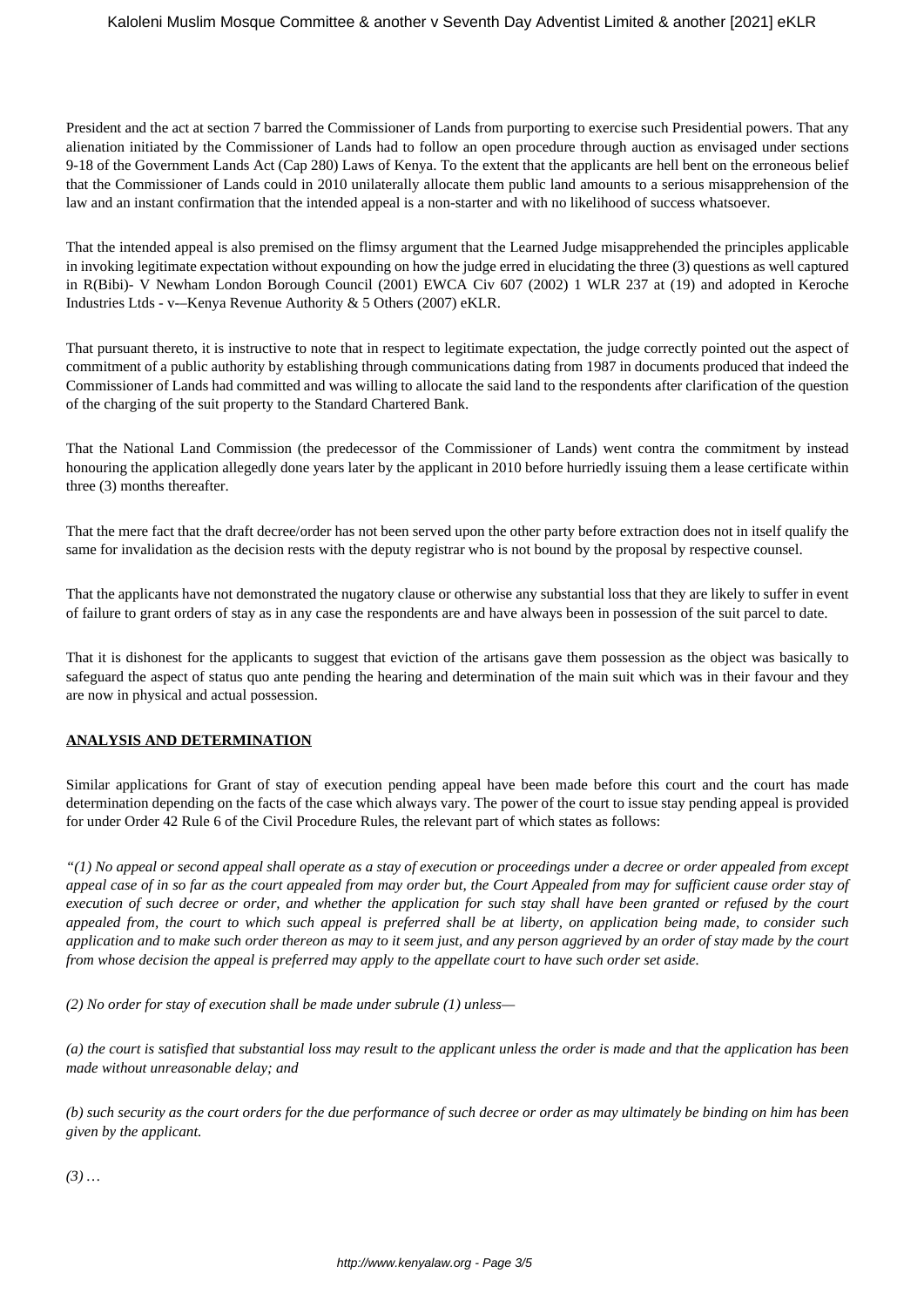President and the act at section 7 barred the Commissioner of Lands from purporting to exercise such Presidential powers. That any alienation initiated by the Commissioner of Lands had to follow an open procedure through auction as envisaged under sections 9-18 of the Government Lands Act (Cap 280) Laws of Kenya. To the extent that the applicants are hell bent on the erroneous belief that the Commissioner of Lands could in 2010 unilaterally allocate them public land amounts to a serious misapprehension of the law and an instant confirmation that the intended appeal is a non-starter and with no likelihood of success whatsoever.

That the intended appeal is also premised on the flimsy argument that the Learned Judge misapprehended the principles applicable in invoking legitimate expectation without expounding on how the judge erred in elucidating the three (3) questions as well captured in R(Bibi)- V Newham London Borough Council (2001) EWCA Civ 607 (2002) 1 WLR 237 at (19) and adopted in Keroche Industries Ltds - v-–Kenya Revenue Authority & 5 Others (2007) eKLR.

That pursuant thereto, it is instructive to note that in respect to legitimate expectation, the judge correctly pointed out the aspect of commitment of a public authority by establishing through communications dating from 1987 in documents produced that indeed the Commissioner of Lands had committed and was willing to allocate the said land to the respondents after clarification of the question of the charging of the suit property to the Standard Chartered Bank.

That the National Land Commission (the predecessor of the Commissioner of Lands) went contra the commitment by instead honouring the application allegedly done years later by the applicant in 2010 before hurriedly issuing them a lease certificate within three (3) months thereafter.

That the mere fact that the draft decree/order has not been served upon the other party before extraction does not in itself qualify the same for invalidation as the decision rests with the deputy registrar who is not bound by the proposal by respective counsel.

That the applicants have not demonstrated the nugatory clause or otherwise any substantial loss that they are likely to suffer in event of failure to grant orders of stay as in any case the respondents are and have always been in possession of the suit parcel to date.

That it is dishonest for the applicants to suggest that eviction of the artisans gave them possession as the object was basically to safeguard the aspect of status quo ante pending the hearing and determination of the main suit which was in their favour and they are now in physical and actual possession.

**ANALYSIS AND DETERMINATION**

Similar applications for Grant of stay of execution pending appeal have been made before this court and the court has made determination depending on the facts of the case which always vary. The power of the court to issue stay pending appeal is provided for under Order 42 Rule 6 of the Civil Procedure Rules, the relevant part of which states as follows:

*"(1) No appeal or second appeal shall operate as a stay of execution or proceedings under a decree or order appealed from except appeal case of in so far as the court appealed from may order but, the Court Appealed from may for sufficient cause order stay of execution of such decree or order, and whether the application for such stay shall have been granted or refused by the court appealed from, the court to which such appeal is preferred shall be at liberty, on application being made, to consider such application and to make such order thereon as may to it seem just, and any person aggrieved by an order of stay made by the court from whose decision the appeal is preferred may apply to the appellate court to have such order set aside.*

*(2) No order for stay of execution shall be made under subrule (1) unless—*

*(a) the court is satisfied that substantial loss may result to the applicant unless the order is made and that the application has been made without unreasonable delay; and*

*(b) such security as the court orders for the due performance of such decree or order as may ultimately be binding on him has been given by the applicant.*

*(3) …*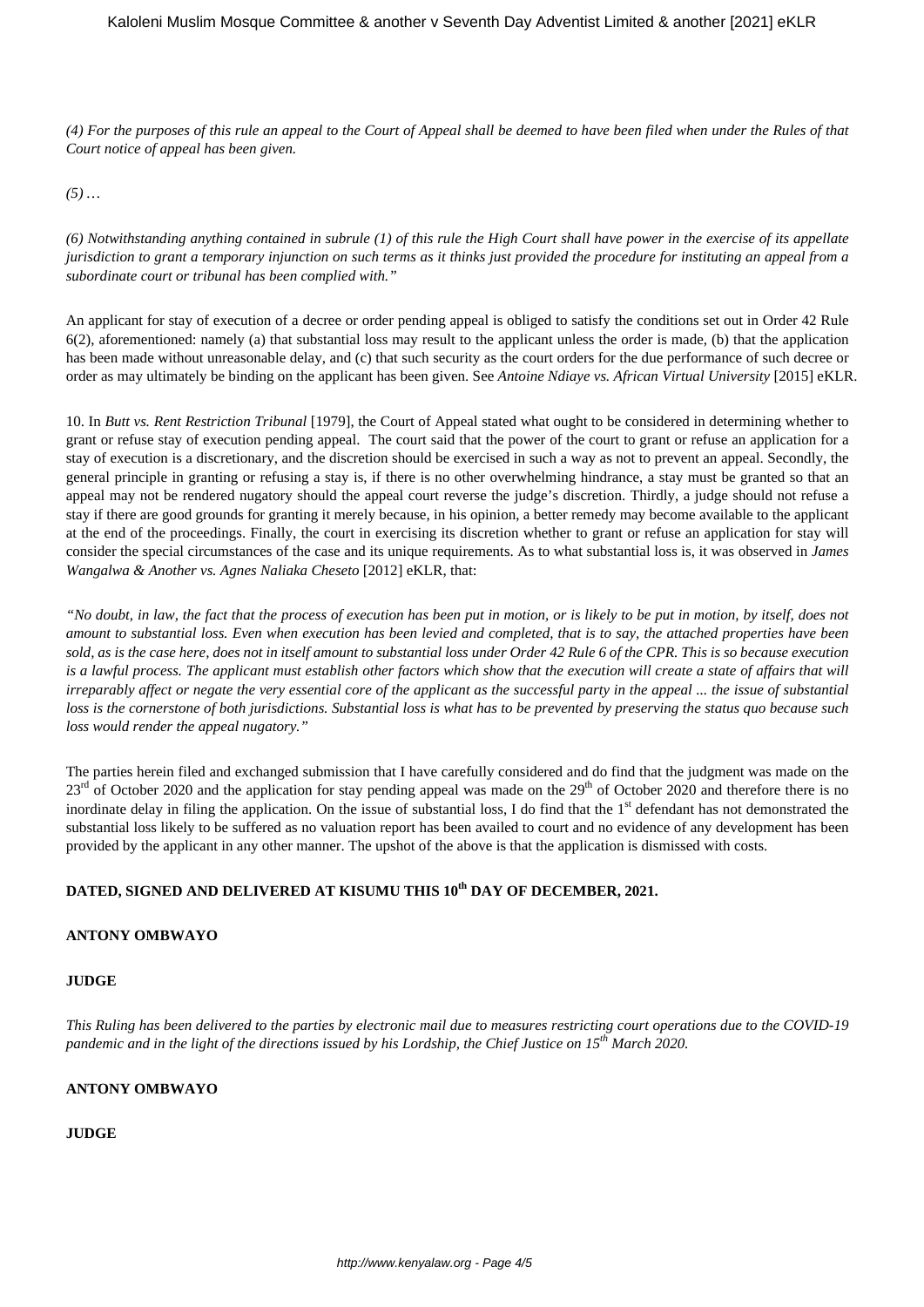*(4) For the purposes of this rule an appeal to the Court of Appeal shall be deemed to have been filed when under the Rules of that Court notice of appeal has been given.*

*(5) …*

*(6) Notwithstanding anything contained in subrule (1) of this rule the High Court shall have power in the exercise of its appellate jurisdiction to grant a temporary injunction on such terms as it thinks just provided the procedure for instituting an appeal from a subordinate court or tribunal has been complied with."*

An applicant for stay of execution of a decree or order pending appeal is obliged to satisfy the conditions set out in Order 42 Rule 6(2), aforementioned: namely (a) that substantial loss may result to the applicant unless the order is made, (b) that the application has been made without unreasonable delay, and (c) that such security as the court orders for the due performance of such decree or order as may ultimately be binding on the applicant has been given. See *Antoine Ndiaye vs. African Virtual University* [2015] eKLR.

10. In *Butt vs. Rent Restriction Tribunal* [1979], the Court of Appeal stated what ought to be considered in determining whether to grant or refuse stay of execution pending appeal. The court said that the power of the court to grant or refuse an application for a stay of execution is a discretionary, and the discretion should be exercised in such a way as not to prevent an appeal. Secondly, the general principle in granting or refusing a stay is, if there is no other overwhelming hindrance, a stay must be granted so that an appeal may not be rendered nugatory should the appeal court reverse the judge's discretion. Thirdly, a judge should not refuse a stay if there are good grounds for granting it merely because, in his opinion, a better remedy may become available to the applicant at the end of the proceedings. Finally, the court in exercising its discretion whether to grant or refuse an application for stay will consider the special circumstances of the case and its unique requirements. As to what substantial loss is, it was observed in *James Wangalwa & Another vs. Agnes Naliaka Cheseto* [2012] eKLR, that:

*"No doubt, in law, the fact that the process of execution has been put in motion, or is likely to be put in motion, by itself, does not amount to substantial loss. Even when execution has been levied and completed, that is to say, the attached properties have been sold, as is the case here, does not in itself amount to substantial loss under Order 42 Rule 6 of the CPR. This is so because execution is a lawful process. The applicant must establish other factors which show that the execution will create a state of affairs that will irreparably affect or negate the very essential core of the applicant as the successful party in the appeal ... the issue of substantial loss is the cornerstone of both jurisdictions. Substantial loss is what has to be prevented by preserving the status quo because such loss would render the appeal nugatory."*

The parties herein filed and exchanged submission that I have carefully considered and do find that the judgment was made on the 23rd of October 2020 and the application for stay pending appeal was made on the 29th of October 2020 and therefore there is no inordinate delay in filing the application. On the issue of substantial loss, I do find that the 1st defendant has not demonstrated the substantial loss likely to be suffered as no valuation report has been availed to court and no evidence of any development has been provided by the applicant in any other manner. The upshot of the above is that the application is dismissed with costs.

**DATED, SIGNED AND DELIVERED AT KISUMU THIS 10th DAY OF DECEMBER, 2021.**

**ANTONY OMBWAYO**

**JUDGE**

*This Ruling has been delivered to the parties by electronic mail due to measures restricting court operations due to the COVID-19 pandemic and in the light of the directions issued by his Lordship, the Chief Justice on 15th March 2020.*

**ANTONY OMBWAYO**

**JUDGE**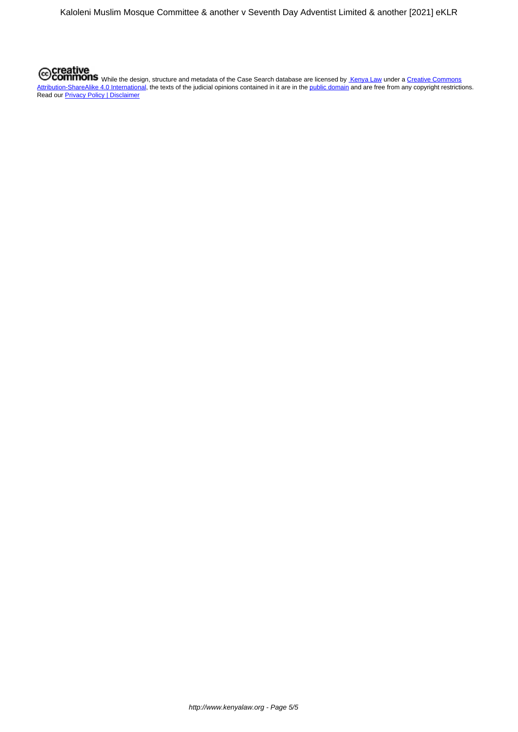While the design, structure and metadata of the Case Search database are licensed by Kenya Law under a Creative Commons Attribution-ShareAlike 4.0 International, the texts of the judicial opinions contained in it are in the public domain and are free from any copyright restrictions.
Read our Privacy Policy | Disclaimer